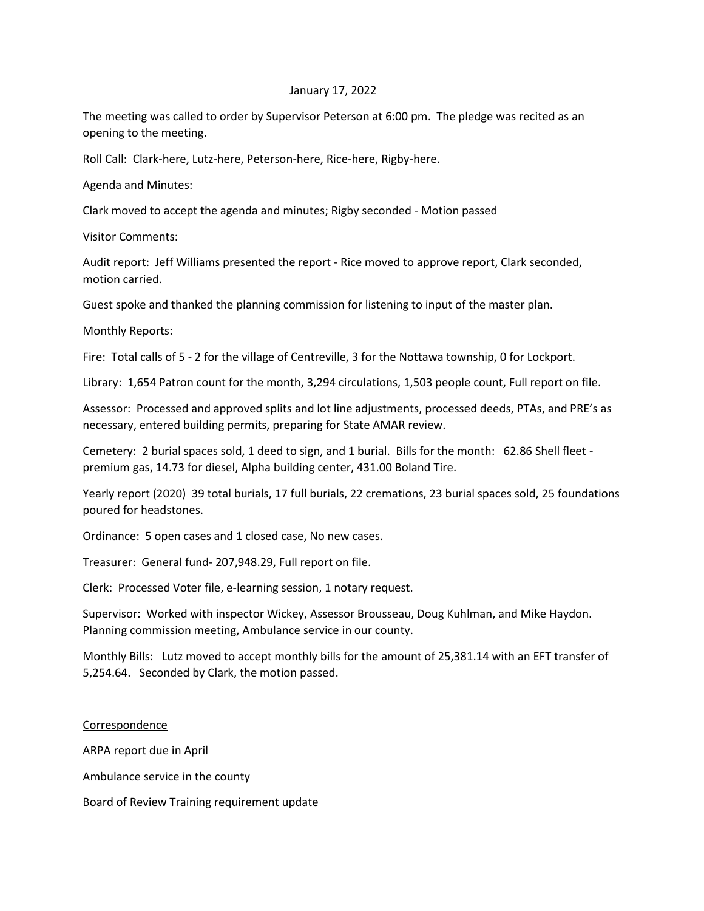January 17, 2022

The meeting was called to order by Supervisor Peterson at 6:00 pm. The pledge was recited as an opening to the meeting.

Roll Call: Clark-here, Lutz-here, Peterson-here, Rice-here, Rigby-here.

Agenda and Minutes:

Clark moved to accept the agenda and minutes; Rigby seconded - Motion passed

Visitor Comments:

Audit report: Jeff Williams presented the report - Rice moved to approve report, Clark seconded, motion carried.

Guest spoke and thanked the planning commission for listening to input of the master plan.

Monthly Reports:

Fire: Total calls of 5 - 2 for the village of Centreville, 3 for the Nottawa township, 0 for Lockport.

Library: 1,654 Patron count for the month, 3,294 circulations, 1,503 people count, Full report on file.

Assessor: Processed and approved splits and lot line adjustments, processed deeds, PTAs, and PRE's as necessary, entered building permits, preparing for State AMAR review.

Cemetery: 2 burial spaces sold, 1 deed to sign, and 1 burial. Bills for the month: 62.86 Shell fleet - premium gas, 14.73 for diesel, Alpha building center, 431.00 Boland Tire.

Yearly report (2020) 39 total burials, 17 full burials, 22 cremations, 23 burial spaces sold, 25 foundations poured for headstones.

Ordinance: 5 open cases and 1 closed case, No new cases.

Treasurer: General fund- 207,948.29, Full report on file.

Clerk: Processed Voter file, e-learning session, 1 notary request.

Supervisor: Worked with inspector Wickey, Assessor Brousseau, Doug Kuhlman, and Mike Haydon. Planning commission meeting, Ambulance service in our county.

Monthly Bills: Lutz moved to accept monthly bills for the amount of 25,381.14 with an EFT transfer of 5,254.64. Seconded by Clark, the motion passed.

Correspondence

ARPA report due in April

Ambulance service in the county

Board of Review Training requirement update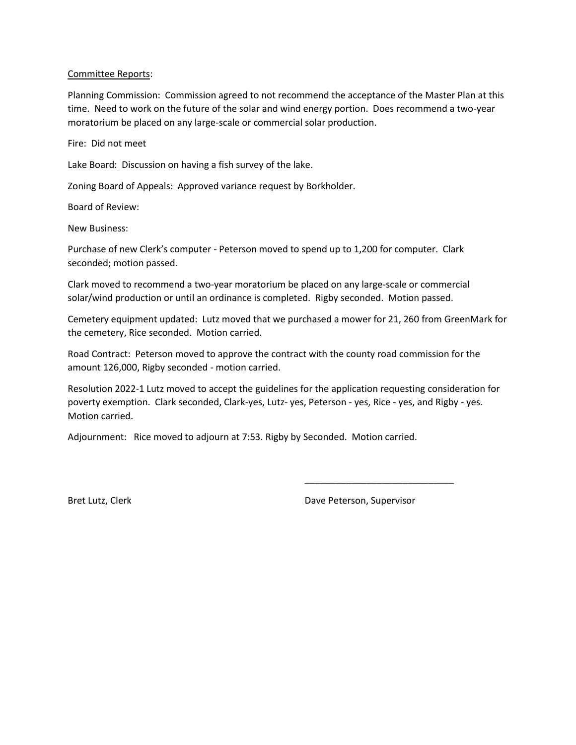<u>Committee Reports</u>:

Planning Commission: Commission agreed to not recommend the acceptance of the Master Plan at this time. Need to work on the future of the solar and wind energy portion. Does recommend a two-year moratorium be placed on any large-scale or commercial solar production.

Fire: Did not meet

Lake Board: Discussion on having a fish survey of the lake.

Zoning Board of Appeals: Approved variance request by Borkholder.

Board of Review:

New Business:

Purchase of new Clerk's computer - Peterson moved to spend up to 1,200 for computer. Clark seconded; motion passed.

Clark moved to recommend a two-year moratorium be placed on any large-scale or commercial solar/wind production or until an ordinance is completed. Rigby seconded. Motion passed.

Cemetery equipment updated: Lutz moved that we purchased a mower for 21, 260 from GreenMark for the cemetery, Rice seconded. Motion carried.

Road Contract: Peterson moved to approve the contract with the county road commission for the amount 126,000, Rigby seconded - motion carried.

Resolution 2022-1 Lutz moved to accept the guidelines for the application requesting consideration for poverty exemption. Clark seconded, Clark-yes, Lutz- yes, Peterson - yes, Rice - yes, and Rigby - yes. Motion carried.

Adjournment: Rice moved to adjourn at 7:53. Rigby by Seconded. Motion carried.

\_\_\_\_\_\_\_\_\_\_\_\_\_\_\_\_\_\_\_\_\_\_\_\_\_\_\_\_\_\_

Bret Lutz, Clerk

Dave Peterson, Supervisor